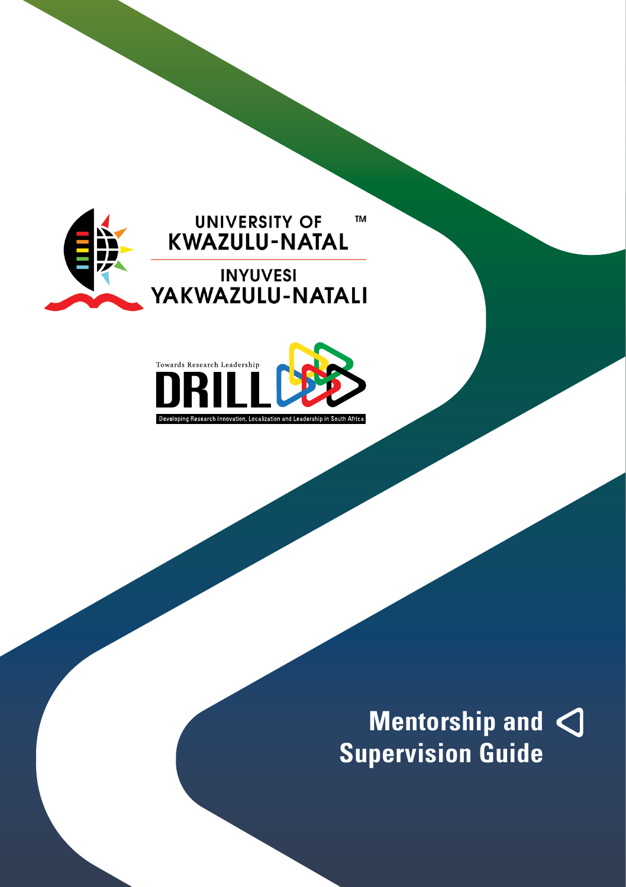UNIVERSITY OF KWAZULU-NATAL™

INYUVESI YAKWAZULU-NATALI

Towards Research Leadership

DRILL

Developing Research Innovation, Localization and Leadership in South Africa

# Mentorship and Supervision Guide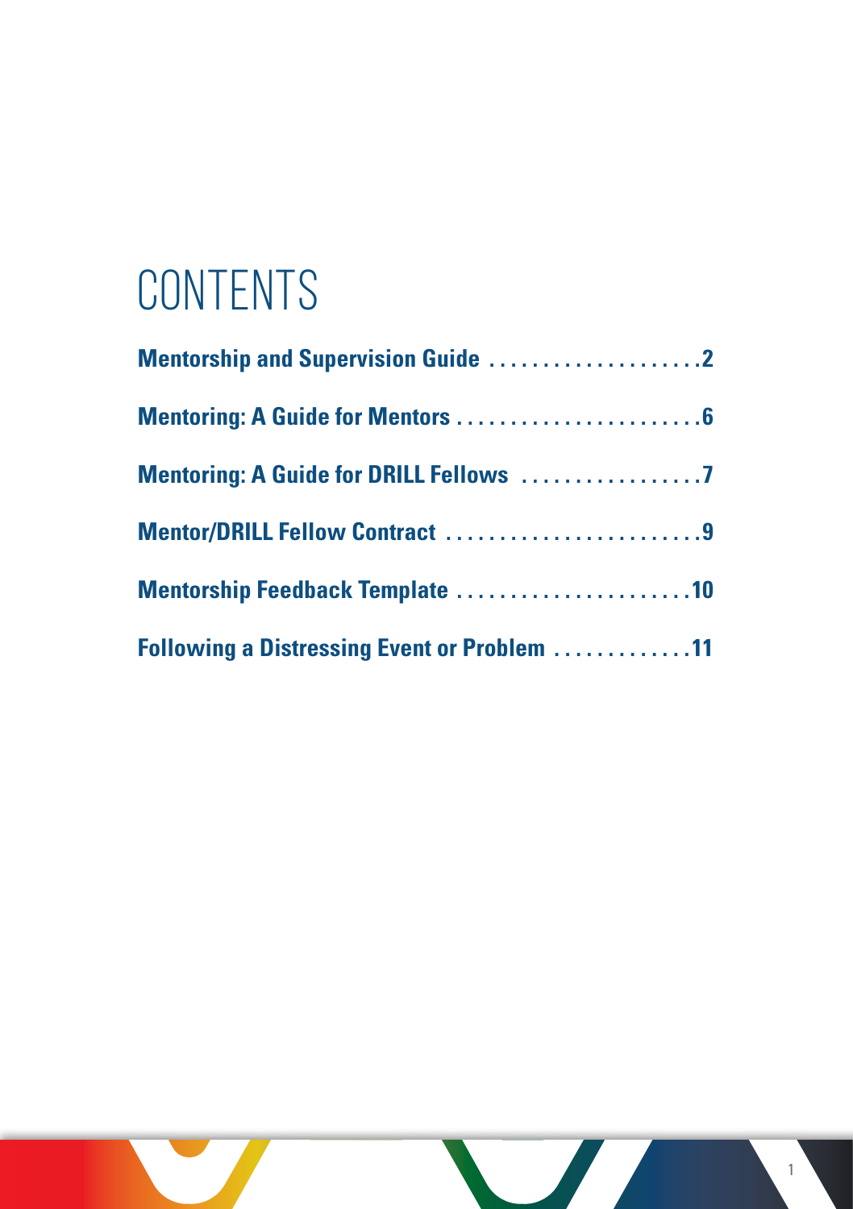# CONTENTS

**Mentorship and Supervision Guide ....................2**

**Mentoring: A Guide for Mentors .......................6**

**Mentoring: A Guide for DRILL Fellows .................7**

**Mentor/DRILL Fellow Contract ........................9**

**Mentorship Feedback Template .......................10**

**Following a Distressing Event or Problem .............11**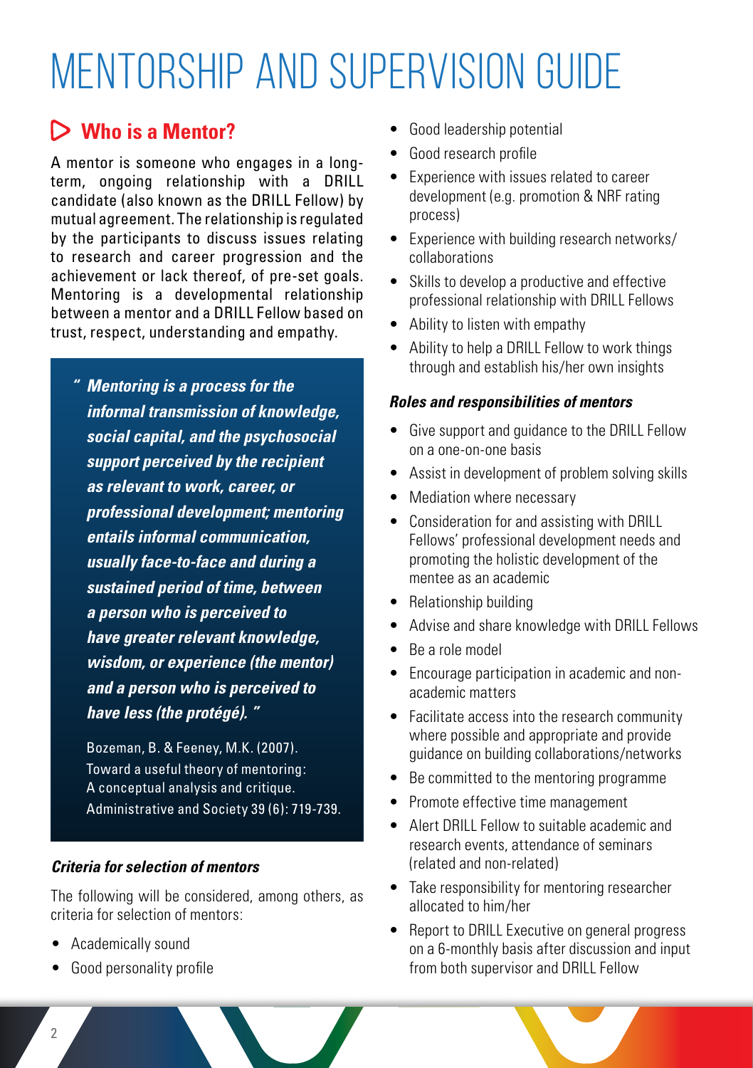# MENTORSHIP AND SUPERVISION GUIDE

## Who is a Mentor?

A mentor is someone who engages in a long-term, ongoing relationship with a DRILL candidate (also known as the DRILL Fellow) by mutual agreement. The relationship is regulated by the participants to discuss issues relating to research and career progression and the achievement or lack thereof, of pre-set goals. Mentoring is a developmental relationship between a mentor and a DRILL Fellow based on trust, respect, understanding and empathy.

> ***" Mentoring is a process for the informal transmission of knowledge, social capital, and the psychosocial support perceived by the recipient as relevant to work, career, or professional development; mentoring entails informal communication, usually face-to-face and during a sustained period of time, between a person who is perceived to have greater relevant knowledge, wisdom, or experience (the mentor) and a person who is perceived to have less (the protégé). "***
>
> Bozeman, B. & Feeney, M.K. (2007). Toward a useful theory of mentoring: A conceptual analysis and critique. Administrative and Society 39 (6): 719-739.

### *Criteria for selection of mentors*

The following will be considered, among others, as criteria for selection of mentors:

- Academically sound
- Good personality profile
- Good leadership potential
- Good research profile
- Experience with issues related to career development (e.g. promotion & NRF rating process)
- Experience with building research networks/ collaborations
- Skills to develop a productive and effective professional relationship with DRILL Fellows
- Ability to listen with empathy
- Ability to help a DRILL Fellow to work things through and establish his/her own insights

### *Roles and responsibilities of mentors*

- Give support and guidance to the DRILL Fellow on a one-on-one basis
- Assist in development of problem solving skills
- Mediation where necessary
- Consideration for and assisting with DRILL Fellows' professional development needs and promoting the holistic development of the mentee as an academic
- Relationship building
- Advise and share knowledge with DRILL Fellows
- Be a role model
- Encourage participation in academic and non-academic matters
- Facilitate access into the research community where possible and appropriate and provide guidance on building collaborations/networks
- Be committed to the mentoring programme
- Promote effective time management
- Alert DRILL Fellow to suitable academic and research events, attendance of seminars (related and non-related)
- Take responsibility for mentoring researcher allocated to him/her
- Report to DRILL Executive on general progress on a 6-monthly basis after discussion and input from both supervisor and DRILL Fellow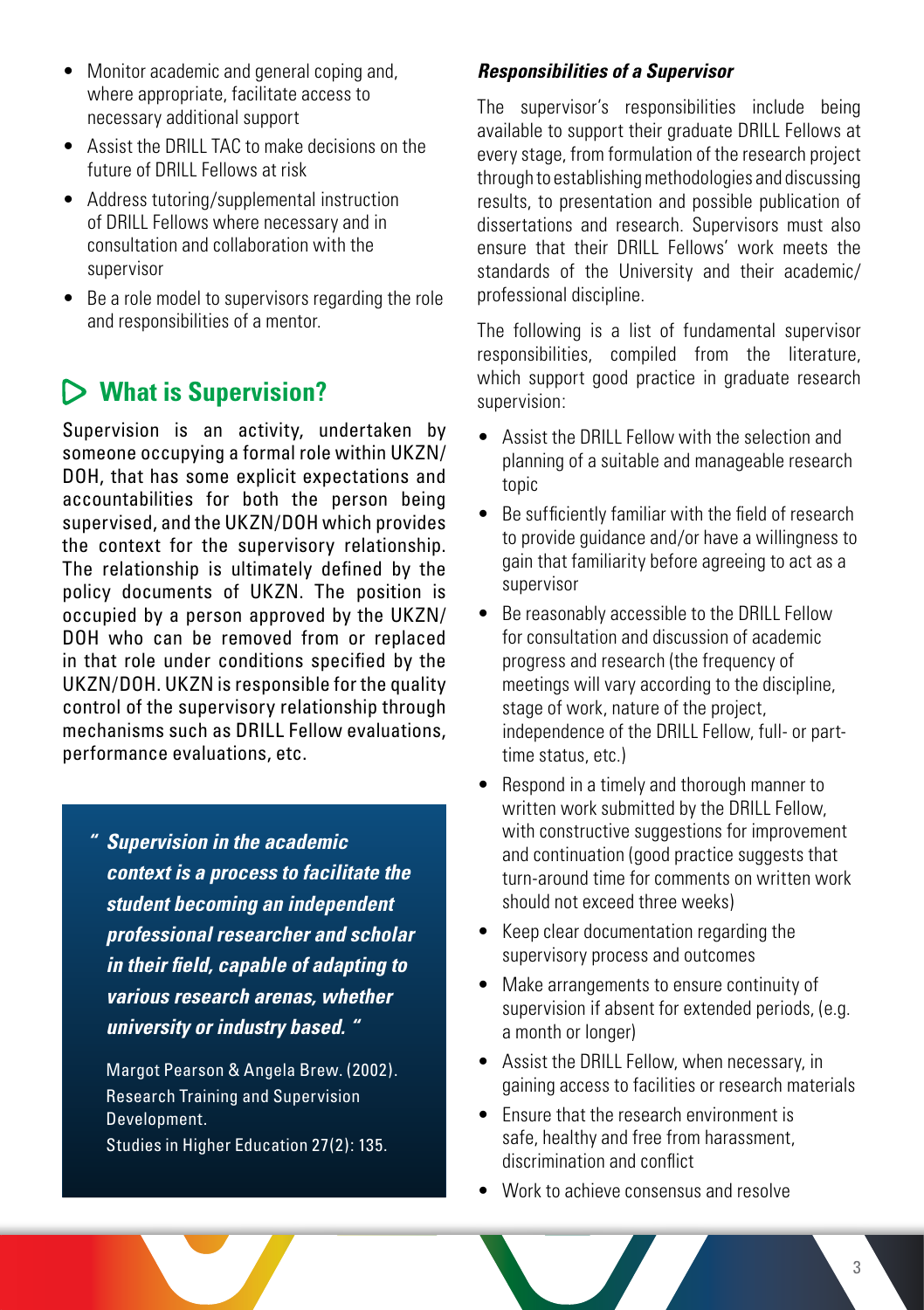- Monitor academic and general coping and, where appropriate, facilitate access to necessary additional support
- Assist the DRILL TAC to make decisions on the future of DRILL Fellows at risk
- Address tutoring/supplemental instruction of DRILL Fellows where necessary and in consultation and collaboration with the supervisor
- Be a role model to supervisors regarding the role and responsibilities of a mentor.

## What is Supervision?

Supervision is an activity, undertaken by someone occupying a formal role within UKZN/DOH, that has some explicit expectations and accountabilities for both the person being supervised, and the UKZN/DOH which provides the context for the supervisory relationship. The relationship is ultimately defined by the policy documents of UKZN. The position is occupied by a person approved by the UKZN/DOH who can be removed from or replaced in that role under conditions specified by the UKZN/DOH. UKZN is responsible for the quality control of the supervisory relationship through mechanisms such as DRILL Fellow evaluations, performance evaluations, etc.

> ***" Supervision in the academic context is a process to facilitate the student becoming an independent professional researcher and scholar in their field, capable of adapting to various research arenas, whether university or industry based. "***
>
> Margot Pearson & Angela Brew. (2002). Research Training and Supervision Development.
> Studies in Higher Education 27(2): 135.

***Responsibilities of a Supervisor***

The supervisor's responsibilities include being available to support their graduate DRILL Fellows at every stage, from formulation of the research project through to establishing methodologies and discussing results, to presentation and possible publication of dissertations and research. Supervisors must also ensure that their DRILL Fellows' work meets the standards of the University and their academic/professional discipline.

The following is a list of fundamental supervisor responsibilities, compiled from the literature, which support good practice in graduate research supervision:

- Assist the DRILL Fellow with the selection and planning of a suitable and manageable research topic
- Be sufficiently familiar with the field of research to provide guidance and/or have a willingness to gain that familiarity before agreeing to act as a supervisor
- Be reasonably accessible to the DRILL Fellow for consultation and discussion of academic progress and research (the frequency of meetings will vary according to the discipline, stage of work, nature of the project, independence of the DRILL Fellow, full- or part-time status, etc.)
- Respond in a timely and thorough manner to written work submitted by the DRILL Fellow, with constructive suggestions for improvement and continuation (good practice suggests that turn-around time for comments on written work should not exceed three weeks)
- Keep clear documentation regarding the supervisory process and outcomes
- Make arrangements to ensure continuity of supervision if absent for extended periods, (e.g. a month or longer)
- Assist the DRILL Fellow, when necessary, in gaining access to facilities or research materials
- Ensure that the research environment is safe, healthy and free from harassment, discrimination and conflict
- Work to achieve consensus and resolve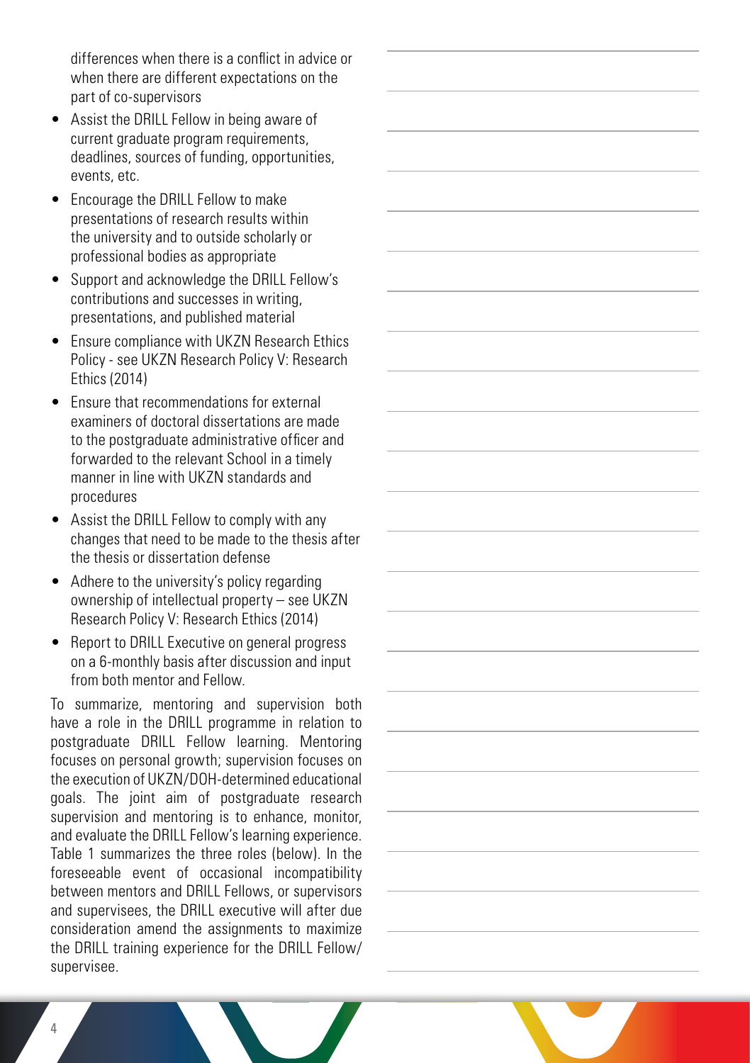differences when there is a conflict in advice or when there are different expectations on the part of co-supervisors

- Assist the DRILL Fellow in being aware of current graduate program requirements, deadlines, sources of funding, opportunities, events, etc.
- Encourage the DRILL Fellow to make presentations of research results within the university and to outside scholarly or professional bodies as appropriate
- Support and acknowledge the DRILL Fellow's contributions and successes in writing, presentations, and published material
- Ensure compliance with UKZN Research Ethics Policy - see UKZN Research Policy V: Research Ethics (2014)
- Ensure that recommendations for external examiners of doctoral dissertations are made to the postgraduate administrative officer and forwarded to the relevant School in a timely manner in line with UKZN standards and procedures
- Assist the DRILL Fellow to comply with any changes that need to be made to the thesis after the thesis or dissertation defense
- Adhere to the university's policy regarding ownership of intellectual property – see UKZN Research Policy V: Research Ethics (2014)
- Report to DRILL Executive on general progress on a 6-monthly basis after discussion and input from both mentor and Fellow.

To summarize, mentoring and supervision both have a role in the DRILL programme in relation to postgraduate DRILL Fellow learning. Mentoring focuses on personal growth; supervision focuses on the execution of UKZN/DOH-determined educational goals. The joint aim of postgraduate research supervision and mentoring is to enhance, monitor, and evaluate the DRILL Fellow's learning experience. Table 1 summarizes the three roles (below). In the foreseeable event of occasional incompatibility between mentors and DRILL Fellows, or supervisors and supervisees, the DRILL executive will after due consideration amend the assignments to maximize the DRILL training experience for the DRILL Fellow/ supervisee.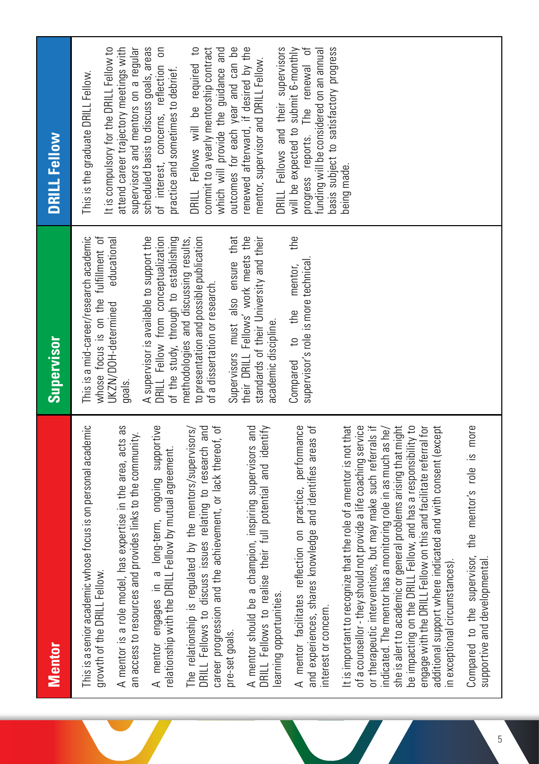| Mentor | Supervisor | DRILL Fellow |
| --- | --- | --- |
| This is a senior academic whose focus is on personal academic growth of the DRILL Fellow.<br><br>A mentor is a role model, has expertise in the area, acts as an access to resources and provides links to the community.<br><br>A mentor engages in a long-term, ongoing supportive relationship with the DRILL Fellow by mutual agreement.<br><br>The relationship is regulated by the mentors/supervisors/DRILL Fellows to discuss issues relating to research and career progression and the achievement, or lack thereof, of pre-set goals.<br><br>A mentor should be a champion, inspiring supervisors and DRILL Fellows to realise their full potential and identify learning opportunities.<br><br>A mentor facilitates reflection on practice, performance and experiences, shares knowledge and identifies areas of interest or concern.<br><br>It is important to recognize that the role of a mentor is not that of a counsellor - they should not provide a life coaching service or therapeutic interventions, but may make such referrals if indicated. The mentor has a monitoring role in as much as he/she is alert to academic or general problems arising that might be impacting on the DRILL Fellow, and has a responsibility to engage with the DRILL Fellow on this and facilitate referral for additional support where indicated and with consent (except in exceptional circumstances).<br><br>Compared to the supervisor, the mentor's role is more supportive and developmental. | This is a mid-career/research academic whose focus is on the fulfillment of UKZN/DOH-determined educational goals.<br><br>A supervisor is available to support the DRILL Fellow from conceptualization of the study, through to establishing methodologies and discussing results, to presentation and possible publication of a dissertation or research.<br><br>Supervisors must also ensure that their DRILL Fellows' work meets the standards of their University and their academic discipline.<br><br>Compared to the mentor, the supervisor's role is more technical. | This is the graduate DRILL Fellow.<br><br>It is compulsory for the DRILL Fellow to attend career trajectory meetings with supervisors and mentors on a regular scheduled basis to discuss goals, areas of interest, concerns, reflection on practice and sometimes to debrief.<br><br>DRILL Fellows will be required to commit to a yearly mentorship contract which will provide the guidance and outcomes for each year and can be renewed afterward, if desired by the mentor, supervisor and DRILL Fellow.<br><br>DRILL Fellows and their supervisors will be expected to submit 6-monthly progress reports. The renewal of funding will be considered on an annual basis subject to satisfactory progress being made. |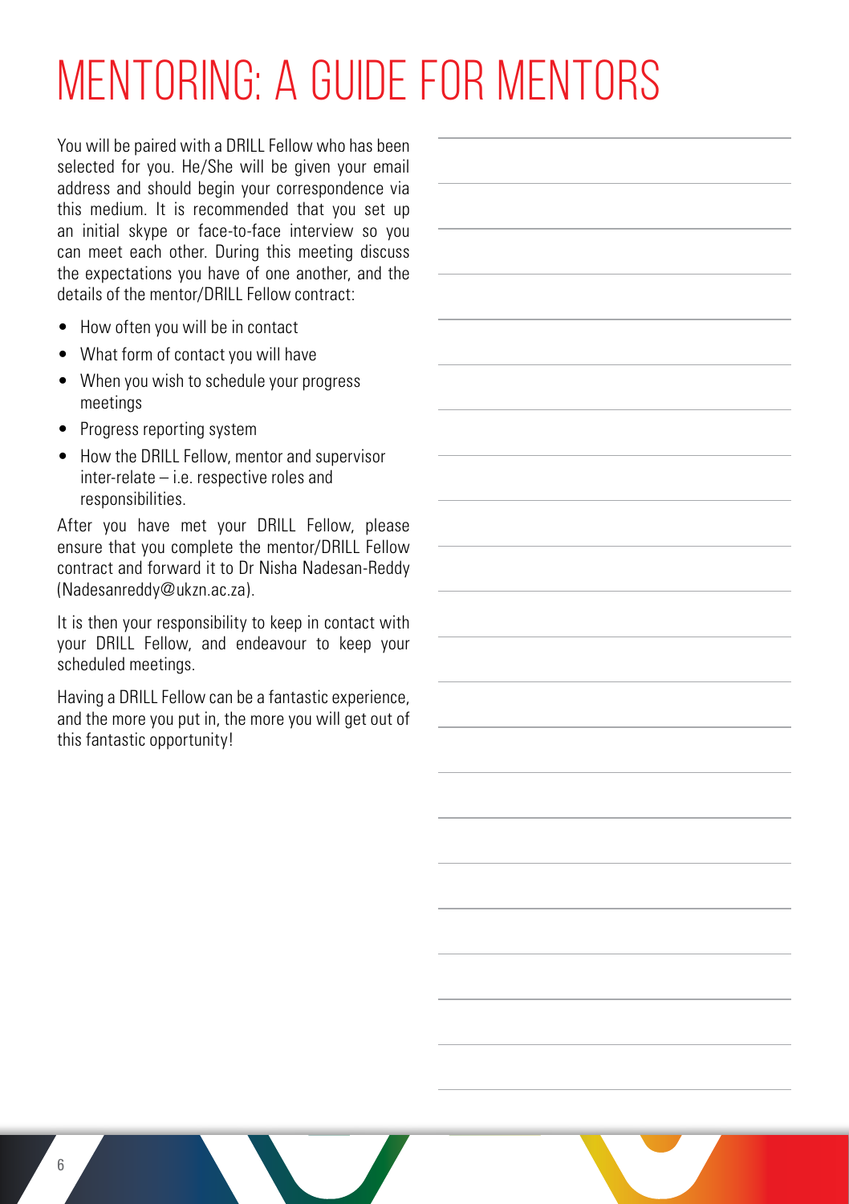# MENTORING: A GUIDE FOR MENTORS

You will be paired with a DRILL Fellow who has been selected for you. He/She will be given your email address and should begin your correspondence via this medium. It is recommended that you set up an initial skype or face-to-face interview so you can meet each other. During this meeting discuss the expectations you have of one another, and the details of the mentor/DRILL Fellow contract:

- How often you will be in contact
- What form of contact you will have
- When you wish to schedule your progress meetings
- Progress reporting system
- How the DRILL Fellow, mentor and supervisor inter-relate – i.e. respective roles and responsibilities.

After you have met your DRILL Fellow, please ensure that you complete the mentor/DRILL Fellow contract and forward it to Dr Nisha Nadesan-Reddy (Nadesanreddy@ukzn.ac.za).

It is then your responsibility to keep in contact with your DRILL Fellow, and endeavour to keep your scheduled meetings.

Having a DRILL Fellow can be a fantastic experience, and the more you put in, the more you will get out of this fantastic opportunity!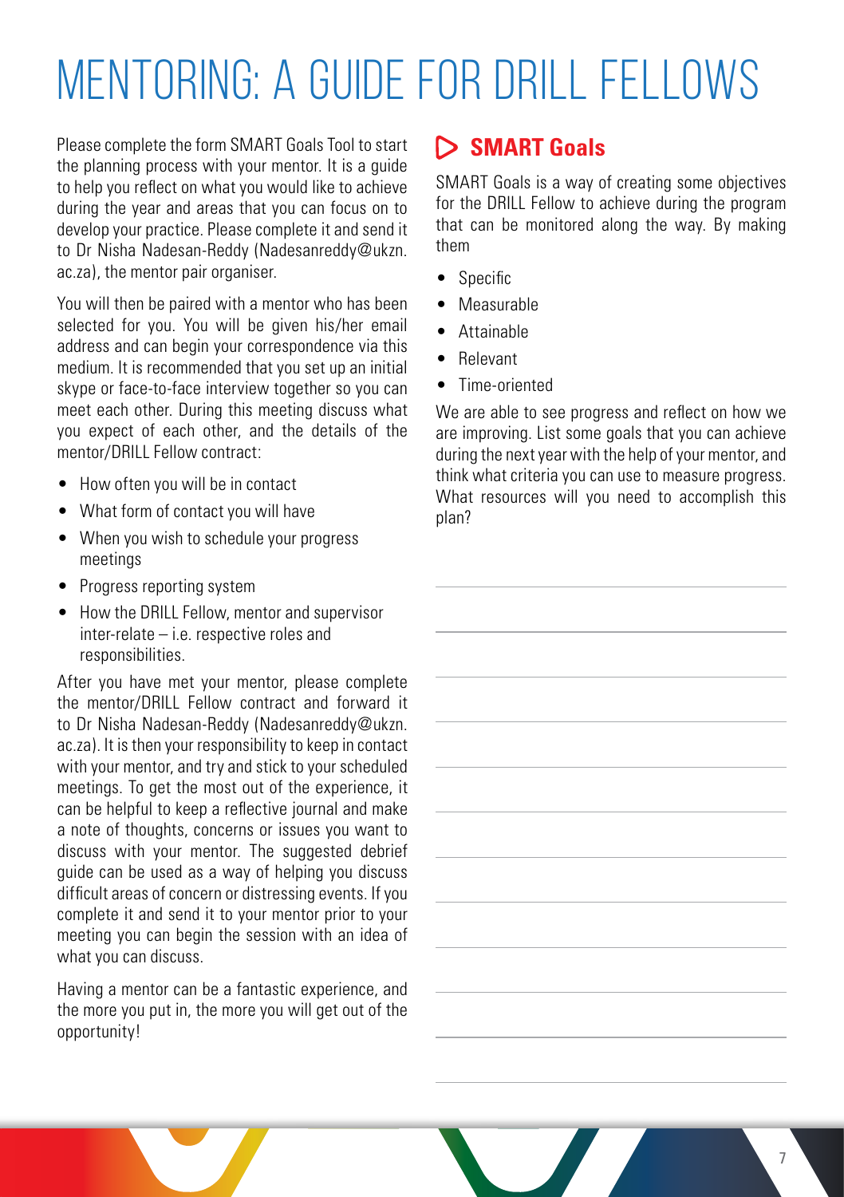# MENTORING: A GUIDE FOR DRILL FELLOWS

Please complete the form SMART Goals Tool to start the planning process with your mentor. It is a guide to help you reflect on what you would like to achieve during the year and areas that you can focus on to develop your practice. Please complete it and send it to Dr Nisha Nadesan-Reddy (Nadesanreddy@ukzn.ac.za), the mentor pair organiser.

You will then be paired with a mentor who has been selected for you. You will be given his/her email address and can begin your correspondence via this medium. It is recommended that you set up an initial skype or face-to-face interview together so you can meet each other. During this meeting discuss what you expect of each other, and the details of the mentor/DRILL Fellow contract:

- How often you will be in contact
- What form of contact you will have
- When you wish to schedule your progress meetings
- Progress reporting system
- How the DRILL Fellow, mentor and supervisor inter-relate – i.e. respective roles and responsibilities.

After you have met your mentor, please complete the mentor/DRILL Fellow contract and forward it to Dr Nisha Nadesan-Reddy (Nadesanreddy@ukzn.ac.za). It is then your responsibility to keep in contact with your mentor, and try and stick to your scheduled meetings. To get the most out of the experience, it can be helpful to keep a reflective journal and make a note of thoughts, concerns or issues you want to discuss with your mentor. The suggested debrief guide can be used as a way of helping you discuss difficult areas of concern or distressing events. If you complete it and send it to your mentor prior to your meeting you can begin the session with an idea of what you can discuss.

Having a mentor can be a fantastic experience, and the more you put in, the more you will get out of the opportunity!

## SMART Goals

SMART Goals is a way of creating some objectives for the DRILL Fellow to achieve during the program that can be monitored along the way. By making them

- Specific
- Measurable
- Attainable
- Relevant
- Time-oriented

We are able to see progress and reflect on how we are improving. List some goals that you can achieve during the next year with the help of your mentor, and think what criteria you can use to measure progress. What resources will you need to accomplish this plan?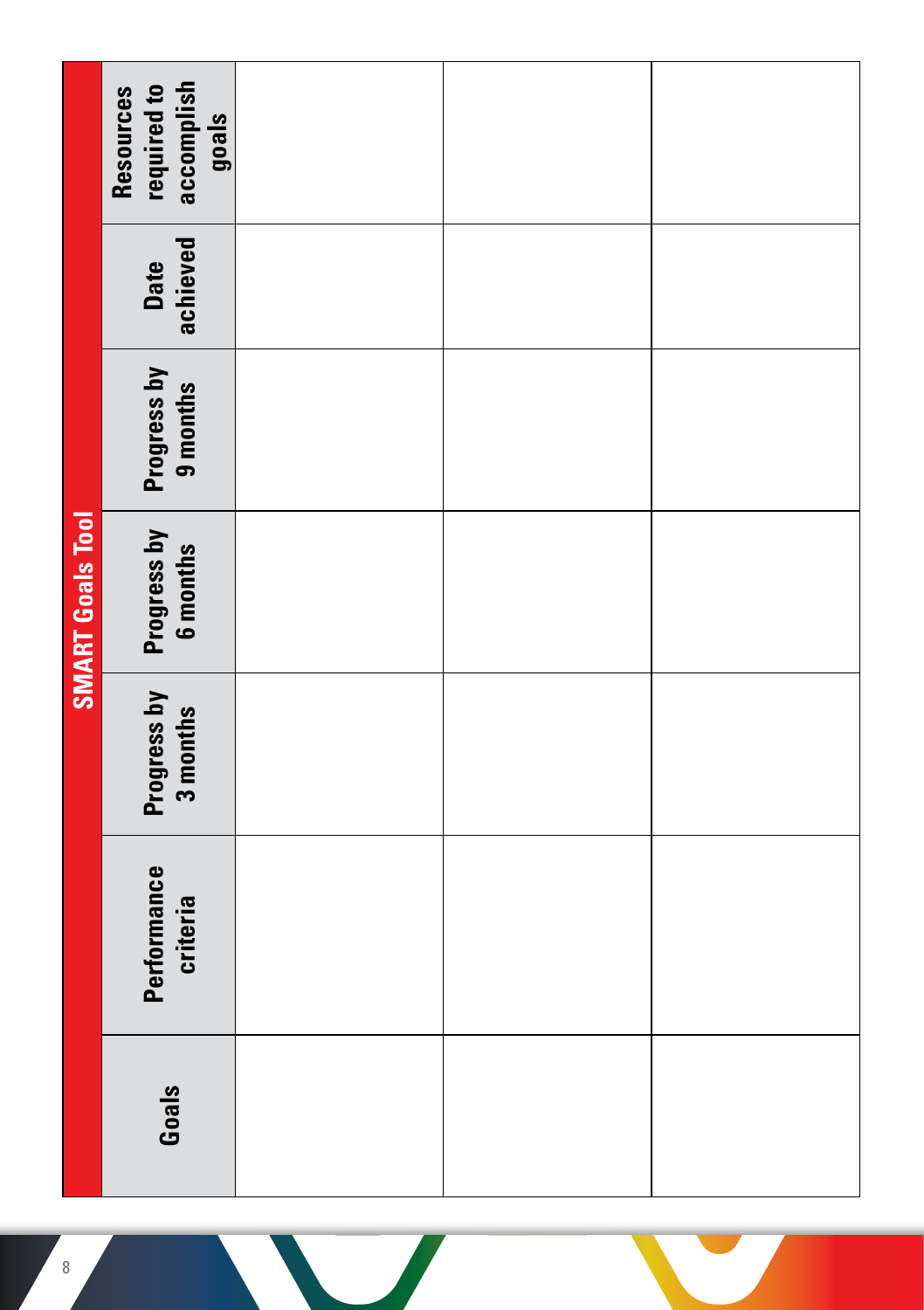## SMART Goals Tool

| Goals | Performance criteria | Progress by 3 months | Progress by 6 months | Progress by 9 months | Date achieved | Resources required to accomplish goals |
|---|---|---|---|---|---|---|
| | | | | | | |
| | | | | | | |
| | | | | | | |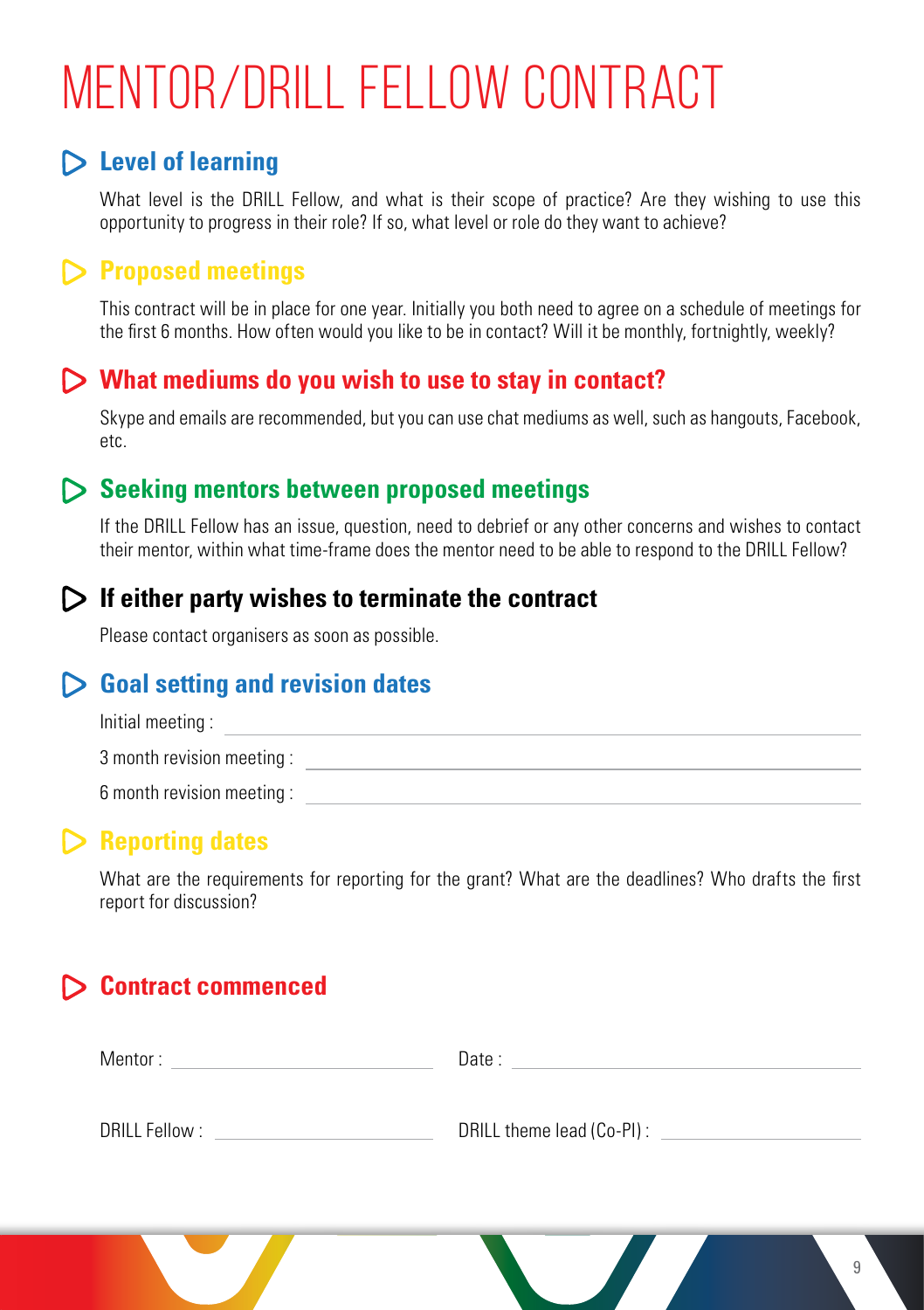# MENTOR/DRILL FELLOW CONTRACT

## Level of learning

What level is the DRILL Fellow, and what is their scope of practice? Are they wishing to use this opportunity to progress in their role? If so, what level or role do they want to achieve?

## Proposed meetings

This contract will be in place for one year. Initially you both need to agree on a schedule of meetings for the first 6 months. How often would you like to be in contact? Will it be monthly, fortnightly, weekly?

## What mediums do you wish to use to stay in contact?

Skype and emails are recommended, but you can use chat mediums as well, such as hangouts, Facebook, etc.

## Seeking mentors between proposed meetings

If the DRILL Fellow has an issue, question, need to debrief or any other concerns and wishes to contact their mentor, within what time-frame does the mentor need to be able to respond to the DRILL Fellow?

## If either party wishes to terminate the contract

Please contact organisers as soon as possible.

## Goal setting and revision dates

Initial meeting : ______________________________

3 month revision meeting : ______________________________

6 month revision meeting : ______________________________

## Reporting dates

What are the requirements for reporting for the grant? What are the deadlines? Who drafts the first report for discussion?

## Contract commenced

Mentor : ____________________ Date : ____________________

DRILL Fellow : ____________________ DRILL theme lead (Co-PI) : ____________________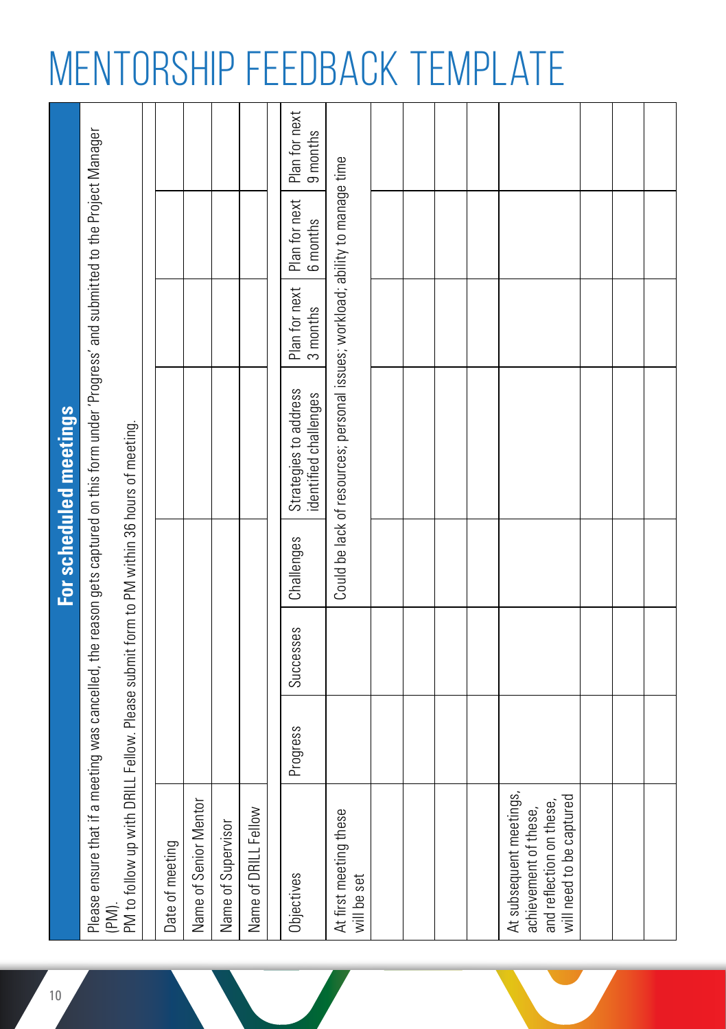# MENTORSHIP FEEDBACK TEMPLATE

## For scheduled meetings

Please ensure that if a meeting was cancelled, the reason gets captured on this form under 'Progress' and submitted to the Project Manager (PM).
PM to follow up with DRILL Fellow. Please submit form to PM within 36 hours of meeting.

| | |
|---|---|
| Date of meeting | |
| Name of Senior Mentor | |
| Name of Supervisor | |
| Name of DRILL Fellow | |

| Objectives | Progress | Successes | Challenges | Strategies to address identified challenges | Plan for next 3 months | Plan for next 6 months | Plan for next 9 months |
|---|---|---|---|---|---|---|---|
| At first meeting these will be set | | | Could be lack of resources; personal issues; workload; ability to manage time | | | | |
| | | | | | | | |
| | | | | | | | |
| | | | | | | | |
| | | | | | | | |
| At subsequent meetings, achievement of these, and reflection on these, will need to be captured | | | | | | | |
| | | | | | | | |
| | | | | | | | |
| | | | | | | | |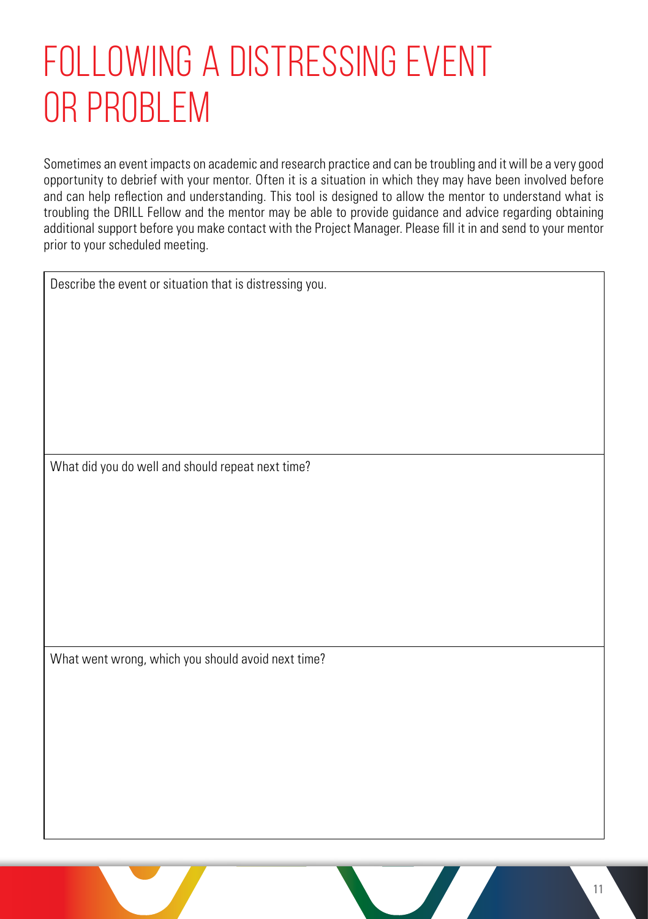# FOLLOWING A DISTRESSING EVENT OR PROBLEM

Sometimes an event impacts on academic and research practice and can be troubling and it will be a very good opportunity to debrief with your mentor. Often it is a situation in which they may have been involved before and can help reflection and understanding. This tool is designed to allow the mentor to understand what is troubling the DRILL Fellow and the mentor may be able to provide guidance and advice regarding obtaining additional support before you make contact with the Project Manager. Please fill it in and send to your mentor prior to your scheduled meeting.

| Describe the event or situation that is distressing you. |
| --- |
| What did you do well and should repeat next time? |
| What went wrong, which you should avoid next time? |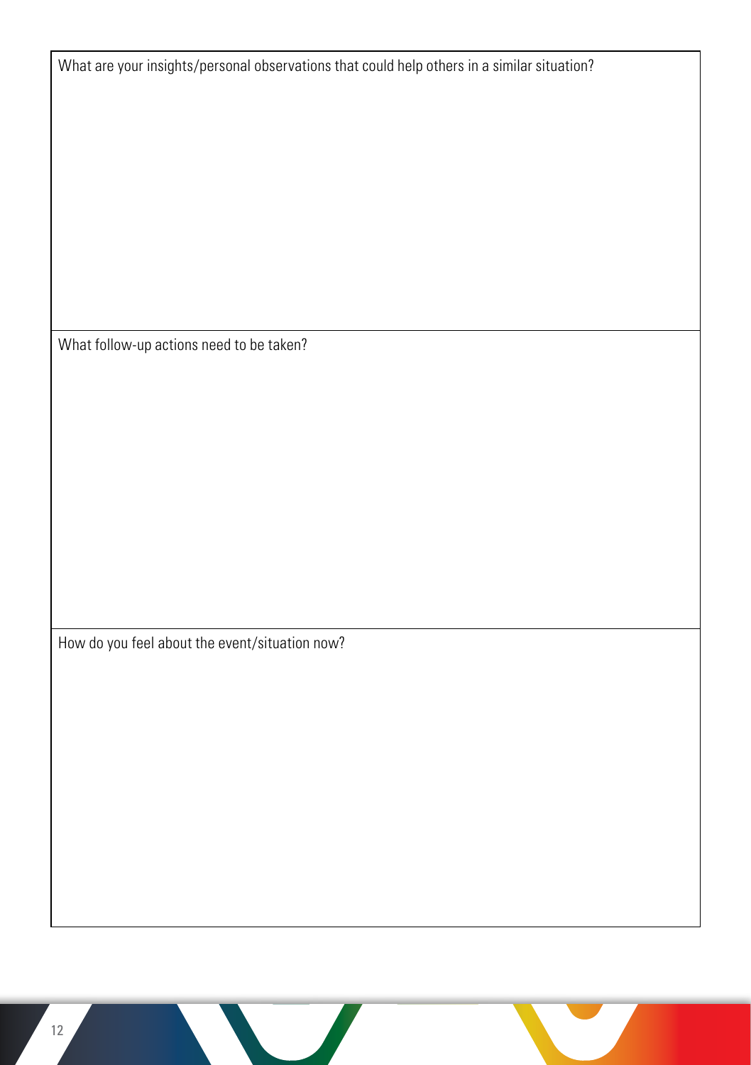What are your insights/personal observations that could help others in a similar situation?

What follow-up actions need to be taken?

How do you feel about the event/situation now?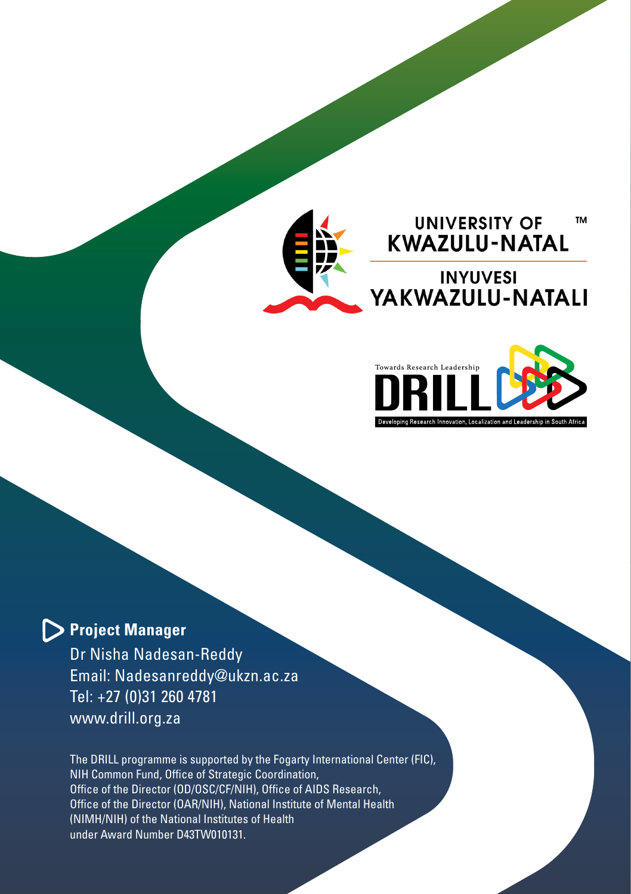UNIVERSITY OF KWAZULU-NATAL™

INYUVESI YAKWAZULU-NATALI

Towards Research Leadership

DRILL

Developing Research Innovation, Localization and Leadership in South Africa

## Project Manager

Dr Nisha Nadesan-Reddy
Email: Nadesanreddy@ukzn.ac.za
Tel: +27 (0)31 260 4781
www.drill.org.za

The DRILL programme is supported by the Fogarty International Center (FIC), NIH Common Fund, Office of Strategic Coordination, Office of the Director (OD/OSC/CF/NIH), Office of AIDS Research, Office of the Director (OAR/NIH), National Institute of Mental Health (NIMH/NIH) of the National Institutes of Health under Award Number D43TW010131.